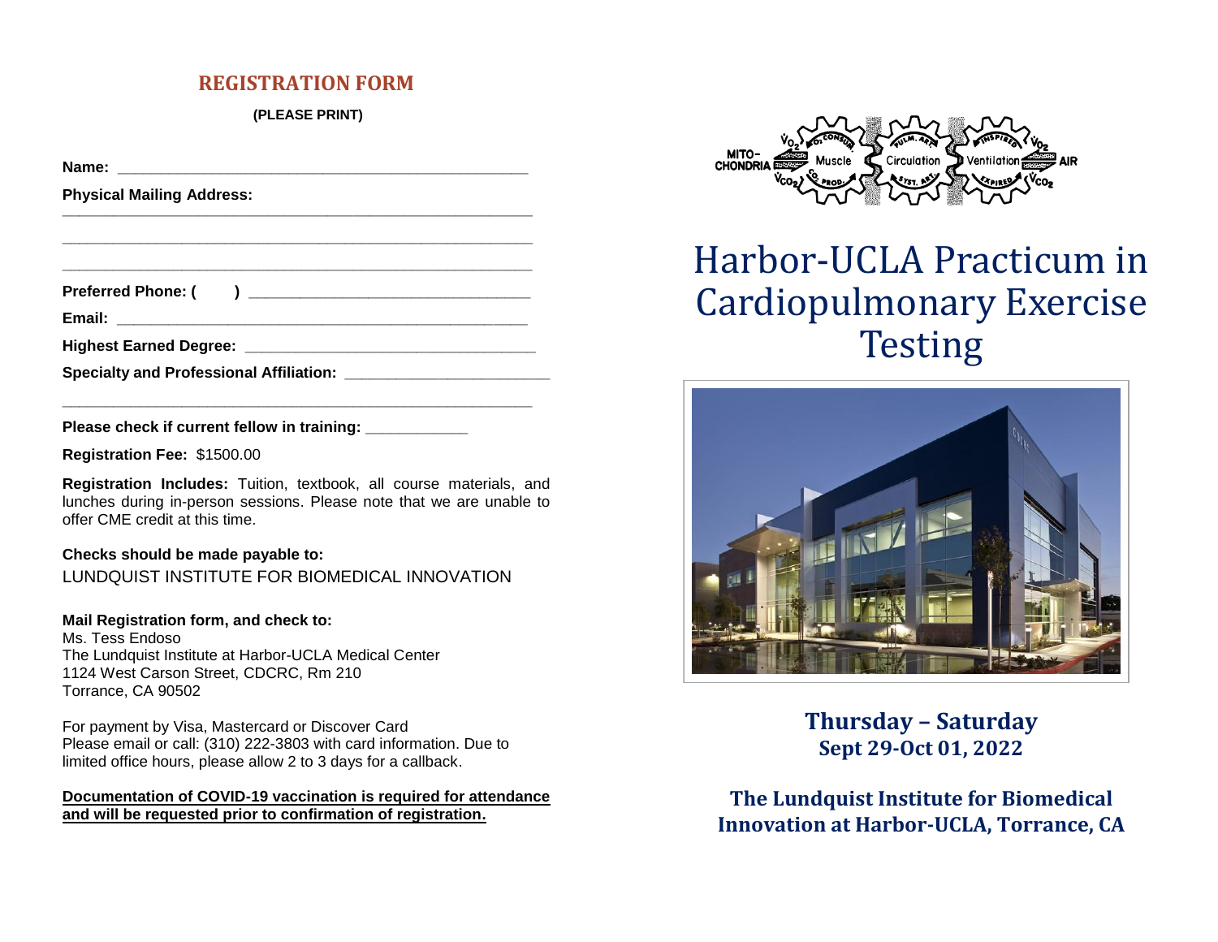## REGISTRATION FORM

**(PLEASE PRINT)**

**Name:** ________________________________________________

**Physical Mailing Address:**

________________________________________________________

________________________________________________________

________________________________________________________

**Preferred Phone: (        )** _______________________________

**Email:** ________________________________________________

**Highest Earned Degree:** _________________________________

**Specialty and Professional Affiliation:** _______________________

________________________________________________________

**Please check if current fellow in training:** ____________

**Registration Fee:** $1500.00

**Registration Includes:** Tuition, textbook, all course materials, and lunches during in-person sessions. Please note that we are unable to offer CME credit at this time.

**Checks should be made payable to:**
LUNDQUIST INSTITUTE FOR BIOMEDICAL INNOVATION

**Mail Registration form, and check to:**
Ms. Tess Endoso
The Lundquist Institute at Harbor-UCLA Medical Center
1124 West Carson Street, CDCRC, Rm 210
Torrance, CA 90502

For payment by Visa, Mastercard or Discover Card
Please email or call: (310) 222-3803 with card information. Due to limited office hours, please allow 2 to 3 days for a callback.

**Documentation of COVID-19 vaccination is required for attendance and will be requested prior to confirmation of registration.**

# Harbor-UCLA Practicum in Cardiopulmonary Exercise Testing

**Thursday – Saturday**
**Sept 29-Oct 01, 2022**

**The Lundquist Institute for Biomedical Innovation at Harbor-UCLA, Torrance, CA**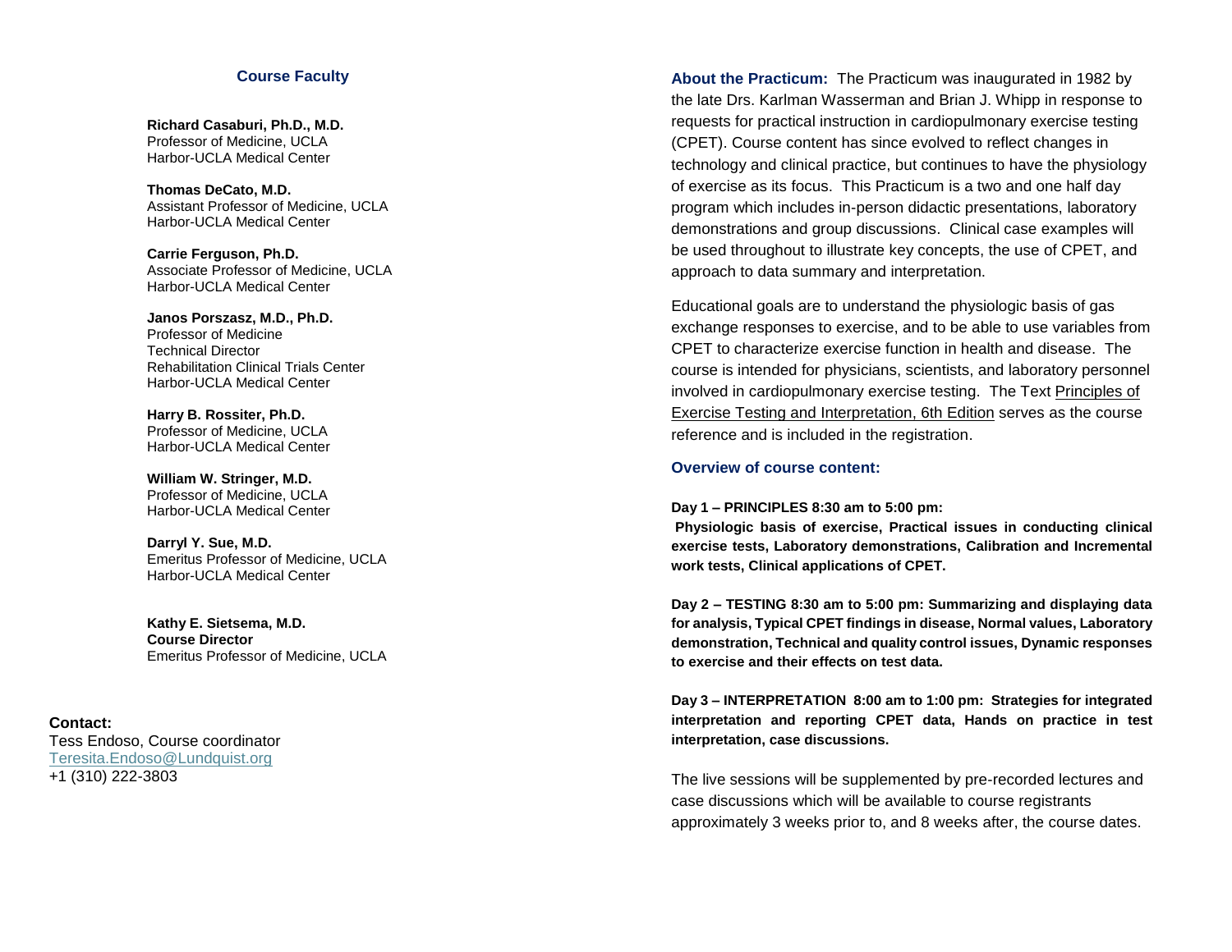## Course Faculty

**Richard Casaburi, Ph.D., M.D.**
Professor of Medicine, UCLA
Harbor-UCLA Medical Center

**Thomas DeCato, M.D.**
Assistant Professor of Medicine, UCLA
Harbor-UCLA Medical Center

**Carrie Ferguson, Ph.D.**
Associate Professor of Medicine, UCLA
Harbor-UCLA Medical Center

**Janos Porszasz, M.D., Ph.D.**
Professor of Medicine
Technical Director
Rehabilitation Clinical Trials Center
Harbor-UCLA Medical Center

**Harry B. Rossiter, Ph.D.**
Professor of Medicine, UCLA
Harbor-UCLA Medical Center

**William W. Stringer, M.D.**
Professor of Medicine, UCLA
Harbor-UCLA Medical Center

**Darryl Y. Sue, M.D.**
Emeritus Professor of Medicine, UCLA
Harbor-UCLA Medical Center

**Kathy E. Sietsema, M.D.**
**Course Director**
Emeritus Professor of Medicine, UCLA

**Contact:**
Tess Endoso, Course coordinator
Teresita.Endoso@Lundquist.org
+1 (310) 222-3803

**About the Practicum:** The Practicum was inaugurated in 1982 by the late Drs. Karlman Wasserman and Brian J. Whipp in response to requests for practical instruction in cardiopulmonary exercise testing (CPET). Course content has since evolved to reflect changes in technology and clinical practice, but continues to have the physiology of exercise as its focus. This Practicum is a two and one half day program which includes in-person didactic presentations, laboratory demonstrations and group discussions. Clinical case examples will be used throughout to illustrate key concepts, the use of CPET, and approach to data summary and interpretation.

Educational goals are to understand the physiologic basis of gas exchange responses to exercise, and to be able to use variables from CPET to characterize exercise function in health and disease. The course is intended for physicians, scientists, and laboratory personnel involved in cardiopulmonary exercise testing. The Text Principles of Exercise Testing and Interpretation, 6th Edition serves as the course reference and is included in the registration.

### Overview of course content:

**Day 1 – PRINCIPLES 8:30 am to 5:00 pm:**
**Physiologic basis of exercise, Practical issues in conducting clinical exercise tests, Laboratory demonstrations, Calibration and Incremental work tests, Clinical applications of CPET.**

**Day 2 – TESTING 8:30 am to 5:00 pm: Summarizing and displaying data for analysis, Typical CPET findings in disease, Normal values, Laboratory demonstration, Technical and quality control issues, Dynamic responses to exercise and their effects on test data.**

**Day 3 – INTERPRETATION 8:00 am to 1:00 pm: Strategies for integrated interpretation and reporting CPET data, Hands on practice in test interpretation, case discussions.**

The live sessions will be supplemented by pre-recorded lectures and case discussions which will be available to course registrants approximately 3 weeks prior to, and 8 weeks after, the course dates.